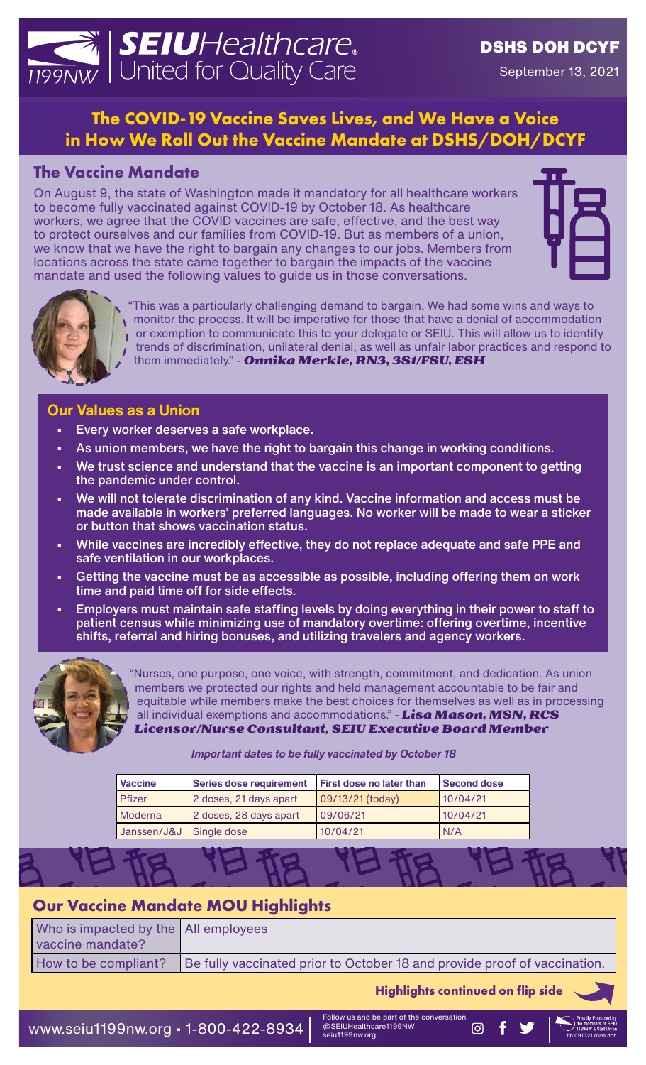**SEIU**Healthcare. 1199NW | United for Quality Care

**DSHS DOH DCYF**

September 13, 2021

# The COVID-19 Vaccine Saves Lives, and We Have a Voice in How We Roll Out the Vaccine Mandate at DSHS/DOH/DCYF

## The Vaccine Mandate

On August 9, the state of Washington made it mandatory for all healthcare workers to become fully vaccinated against COVID-19 by October 18. As healthcare workers, we agree that the COVID vaccines are safe, effective, and the best way to protect ourselves and our families from COVID-19. But as members of a union, we know that we have the right to bargain any changes to our jobs. Members from locations across the state came together to bargain the impacts of the vaccine mandate and used the following values to guide us in those conversations.

"This was a particularly challenging demand to bargain. We had some wins and ways to monitor the process. It will be imperative for those that have a denial of accommodation or exemption to communicate this to your delegate or SEIU. This will allow us to identify trends of discrimination, unilateral denial, as well as unfair labor practices and respond to them immediately." - ***Onnika Merkle, RN3, 3S1/FSU, ESH***

## Our Values as a Union

- **Every worker deserves a safe workplace.**
- **As union members, we have the right to bargain this change in working conditions.**
- **We trust science and understand that the vaccine is an important component to getting the pandemic under control.**
- **We will not tolerate discrimination of any kind. Vaccine information and access must be made available in workers' preferred languages. No worker will be made to wear a sticker or button that shows vaccination status.**
- **While vaccines are incredibly effective, they do not replace adequate and safe PPE and safe ventilation in our workplaces.**
- **Getting the vaccine must be as accessible as possible, including offering them on work time and paid time off for side effects.**
- **Employers must maintain safe staffing levels by doing everything in their power to staff to patient census while minimizing use of mandatory overtime: offering overtime, incentive shifts, referral and hiring bonuses, and utilizing travelers and agency workers.**

"Nurses, one purpose, one voice, with strength, commitment, and dedication. As union members we protected our rights and held management accountable to be fair and equitable while members make the best choices for themselves as well as in processing all individual exemptions and accommodations." - ***Lisa Mason, MSN, RCS Licensor/Nurse Consultant, SEIU Executive Board Member***

***Important dates to be fully vaccinated by October 18***

| Vaccine | Series dose requirement | First dose no later than | Second dose |
|---|---|---|---|
| Pfizer | 2 doses, 21 days apart | 09/13/21 (today) | 10/04/21 |
| Moderna | 2 doses, 28 days apart | 09/06/21 | 10/04/21 |
| Janssen/J&J | Single dose | 10/04/21 | N/A |

## Our Vaccine Mandate MOU Highlights

| Who is impacted by the vaccine mandate? | All employees |
|---|---|
| How to be compliant? | Be fully vaccinated prior to October 18 and provide proof of vaccination. |

**Highlights continued on flip side**

www.seiu1199nw.org • 1-800-422-8934

Follow us and be part of the conversation @SEIUHealthcare1199NW seiu1199nw.org

Proudly Produced by the members of SEIU 1199NW & Staff Union bb 091321 dshs doh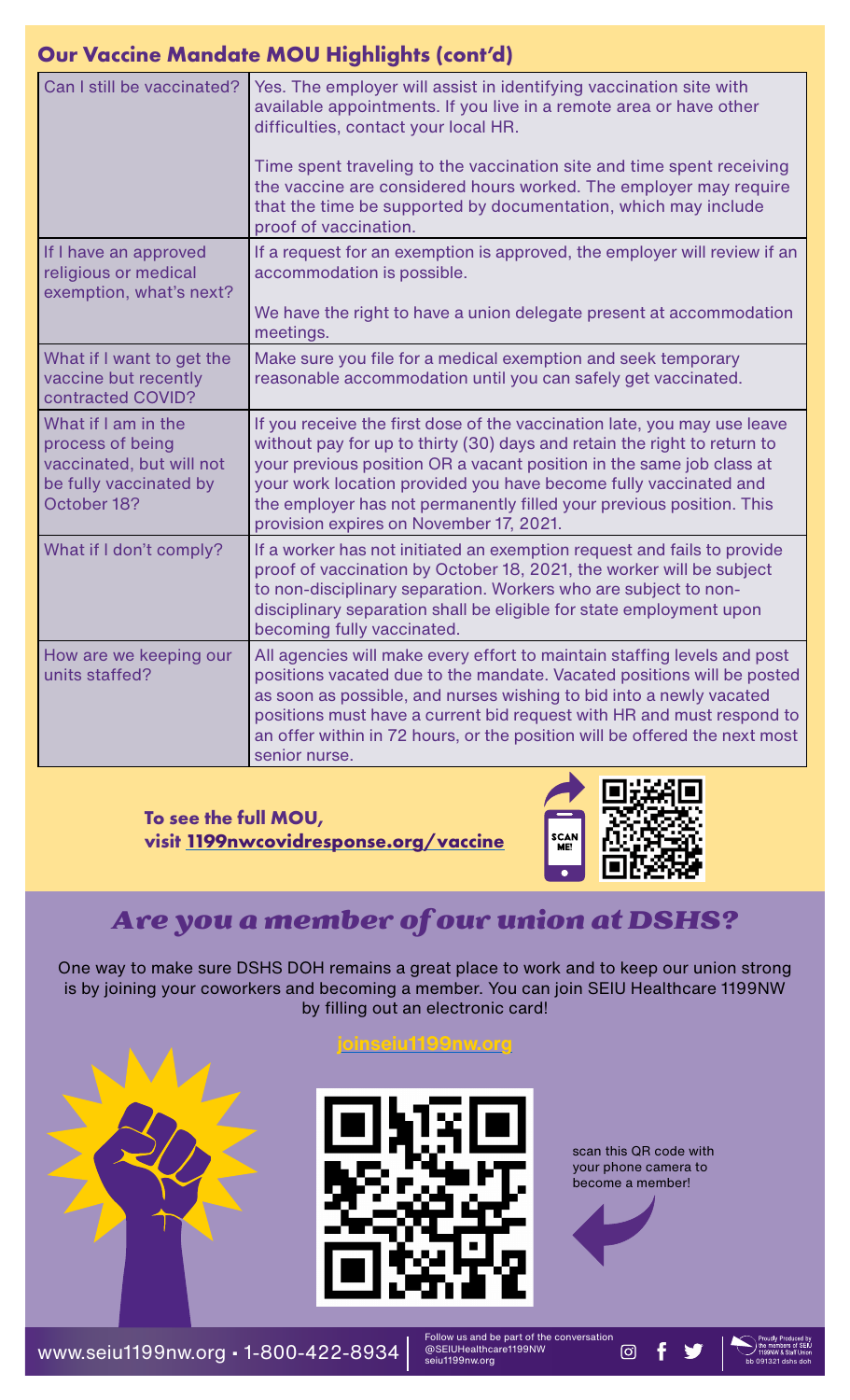## Our Vaccine Mandate MOU Highlights (cont'd)

| | |
|---|---|
| Can I still be vaccinated? | Yes. The employer will assist in identifying vaccination site with available appointments. If you live in a remote area or have other difficulties, contact your local HR.<br><br>Time spent traveling to the vaccination site and time spent receiving the vaccine are considered hours worked. The employer may require that the time be supported by documentation, which may include proof of vaccination. |
| If I have an approved religious or medical exemption, what's next? | If a request for an exemption is approved, the employer will review if an accommodation is possible.<br><br>We have the right to have a union delegate present at accommodation meetings. |
| What if I want to get the vaccine but recently contracted COVID? | Make sure you file for a medical exemption and seek temporary reasonable accommodation until you can safely get vaccinated. |
| What if I am in the process of being vaccinated, but will not be fully vaccinated by October 18? | If you receive the first dose of the vaccination late, you may use leave without pay for up to thirty (30) days and retain the right to return to your previous position OR a vacant position in the same job class at your work location provided you have become fully vaccinated and the employer has not permanently filled your previous position. This provision expires on November 17, 2021. |
| What if I don't comply? | If a worker has not initiated an exemption request and fails to provide proof of vaccination by October 18, 2021, the worker will be subject to non-disciplinary separation. Workers who are subject to non-disciplinary separation shall be eligible for state employment upon becoming fully vaccinated. |
| How are we keeping our units staffed? | All agencies will make every effort to maintain staffing levels and post positions vacated due to the mandate. Vacated positions will be posted as soon as possible, and nurses wishing to bid into a newly vacated positions must have a current bid request with HR and must respond to an offer within in 72 hours, or the position will be offered the next most senior nurse. |

**To see the full MOU, visit 1199nwcovidresponse.org/vaccine**

SCAN ME!

## *Are you a member of our union at DSHS?*

One way to make sure DSHS DOH remains a great place to work and to keep our union strong is by joining your coworkers and becoming a member. You can join SEIU Healthcare 1199NW by filling out an electronic card!

joinseiu1199nw.org

scan this QR code with your phone camera to become a member!

www.seiu1199nw.org • 1-800-422-8934

Follow us and be part of the conversation
@SEIUHealthcare1199NW
seiu1199nw.org

Proudly Produced by the members of SEIU 1199NW & Staff Union
bb 091321 dshs doh